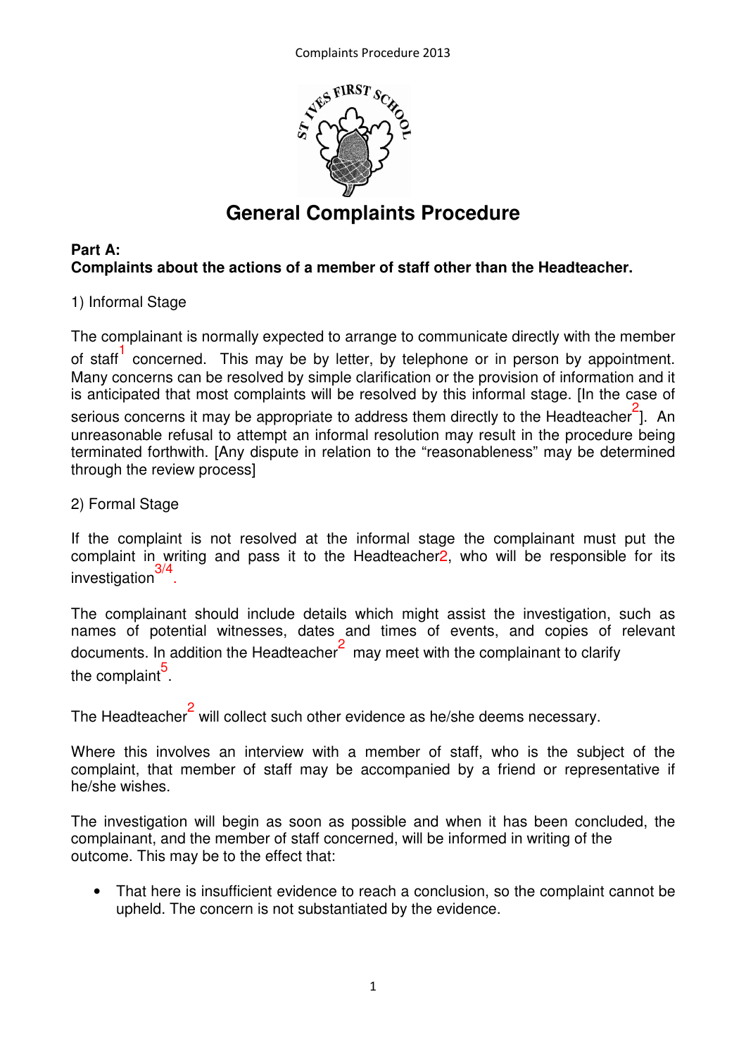# General Complaints Procedure

## Part A:
**Complaints about the actions of a member of staff other than the Headteacher.**

1) Informal Stage

The complainant is normally expected to arrange to communicate directly with the member of staff[1] concerned. This may be by letter, by telephone or in person by appointment. Many concerns can be resolved by simple clarification or the provision of information and it is anticipated that most complaints will be resolved by this informal stage. [In the case of serious concerns it may be appropriate to address them directly to the Headteacher[2]]. An unreasonable refusal to attempt an informal resolution may result in the procedure being terminated forthwith. [Any dispute in relation to the "reasonableness" may be determined through the review process]

2) Formal Stage

If the complaint is not resolved at the informal stage the complainant must put the complaint in writing and pass it to the Headteacher[2], who will be responsible for its investigation[3/4].

The complainant should include details which might assist the investigation, such as names of potential witnesses, dates and times of events, and copies of relevant documents. In addition the Headteacher[2] may meet with the complainant to clarify the complaint[5].

The Headteacher[2] will collect such other evidence as he/she deems necessary.

Where this involves an interview with a member of staff, who is the subject of the complaint, that member of staff may be accompanied by a friend or representative if he/she wishes.

The investigation will begin as soon as possible and when it has been concluded, the complainant, and the member of staff concerned, will be informed in writing of the outcome. This may be to the effect that:

- That here is insufficient evidence to reach a conclusion, so the complaint cannot be upheld. The concern is not substantiated by the evidence.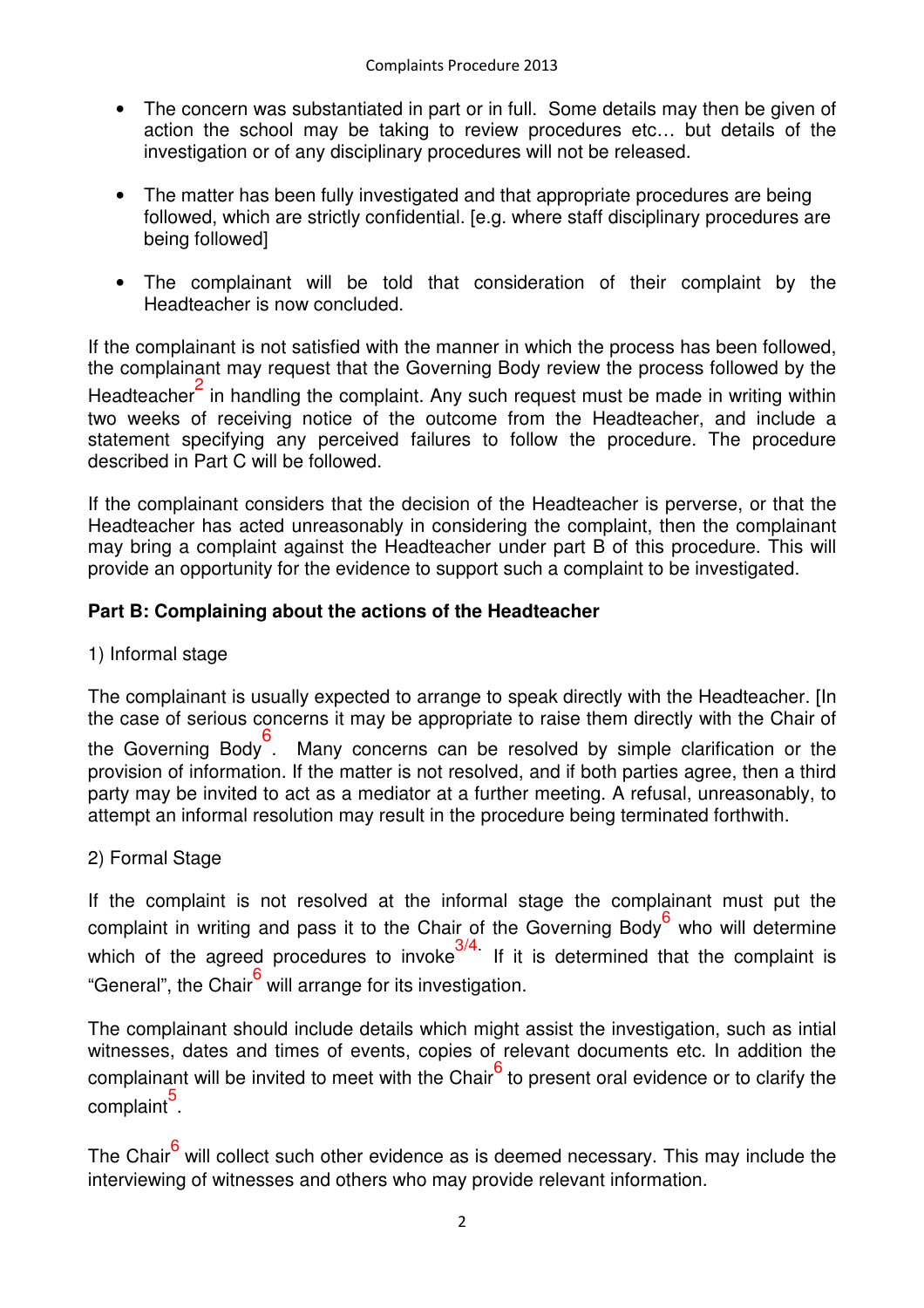- The concern was substantiated in part or in full. Some details may then be given of action the school may be taking to review procedures etc… but details of the investigation or of any disciplinary procedures will not be released.
- The matter has been fully investigated and that appropriate procedures are being followed, which are strictly confidential. [e.g. where staff disciplinary procedures are being followed]
- The complainant will be told that consideration of their complaint by the Headteacher is now concluded.

If the complainant is not satisfied with the manner in which the process has been followed, the complainant may request that the Governing Body review the process followed by the Headteacher[2] in handling the complaint. Any such request must be made in writing within two weeks of receiving notice of the outcome from the Headteacher, and include a statement specifying any perceived failures to follow the procedure. The procedure described in Part C will be followed.

If the complainant considers that the decision of the Headteacher is perverse, or that the Headteacher has acted unreasonably in considering the complaint, then the complainant may bring a complaint against the Headteacher under part B of this procedure. This will provide an opportunity for the evidence to support such a complaint to be investigated.

**Part B: Complaining about the actions of the Headteacher**

1) Informal stage

The complainant is usually expected to arrange to speak directly with the Headteacher. [In the case of serious concerns it may be appropriate to raise them directly with the Chair of the Governing Body[6]. Many concerns can be resolved by simple clarification or the provision of information. If the matter is not resolved, and if both parties agree, then a third party may be invited to act as a mediator at a further meeting. A refusal, unreasonably, to attempt an informal resolution may result in the procedure being terminated forthwith.

2) Formal Stage

If the complaint is not resolved at the informal stage the complainant must put the complaint in writing and pass it to the Chair of the Governing Body[6] who will determine which of the agreed procedures to invoke[3/4]. If it is determined that the complaint is "General", the Chair[6] will arrange for its investigation.

The complainant should include details which might assist the investigation, such as intial witnesses, dates and times of events, copies of relevant documents etc. In addition the complainant will be invited to meet with the Chair[6] to present oral evidence or to clarify the complaint[5].

The Chair[6] will collect such other evidence as is deemed necessary. This may include the interviewing of witnesses and others who may provide relevant information.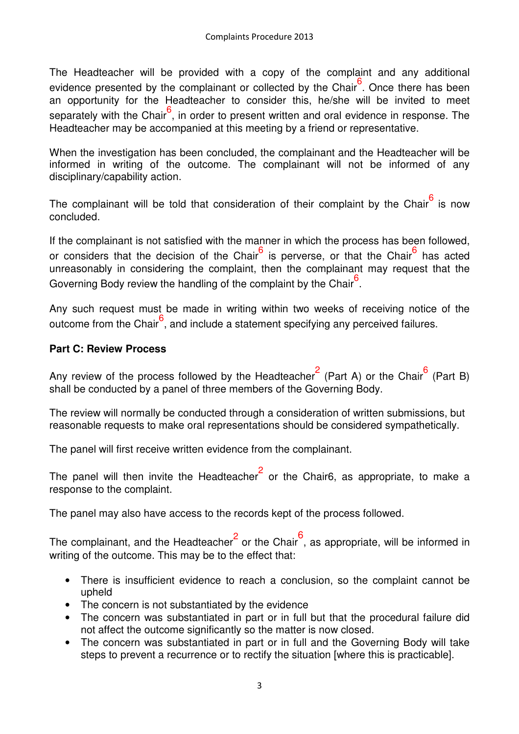The Headteacher will be provided with a copy of the complaint and any additional evidence presented by the complainant or collected by the Chair[6]. Once there has been an opportunity for the Headteacher to consider this, he/she will be invited to meet separately with the Chair[6], in order to present written and oral evidence in response. The Headteacher may be accompanied at this meeting by a friend or representative.

When the investigation has been concluded, the complainant and the Headteacher will be informed in writing of the outcome. The complainant will not be informed of any disciplinary/capability action.

The complainant will be told that consideration of their complaint by the Chair[6] is now concluded.

If the complainant is not satisfied with the manner in which the process has been followed, or considers that the decision of the Chair[6] is perverse, or that the Chair[6] has acted unreasonably in considering the complaint, then the complainant may request that the Governing Body review the handling of the complaint by the Chair[6].

Any such request must be made in writing within two weeks of receiving notice of the outcome from the Chair[6], and include a statement specifying any perceived failures.

**Part C: Review Process**

Any review of the process followed by the Headteacher[2] (Part A) or the Chair[6] (Part B) shall be conducted by a panel of three members of the Governing Body.

The review will normally be conducted through a consideration of written submissions, but reasonable requests to make oral representations should be considered sympathetically.

The panel will first receive written evidence from the complainant.

The panel will then invite the Headteacher[2] or the Chair6, as appropriate, to make a response to the complaint.

The panel may also have access to the records kept of the process followed.

The complainant, and the Headteacher[2] or the Chair[6], as appropriate, will be informed in writing of the outcome. This may be to the effect that:

- There is insufficient evidence to reach a conclusion, so the complaint cannot be upheld
- The concern is not substantiated by the evidence
- The concern was substantiated in part or in full but that the procedural failure did not affect the outcome significantly so the matter is now closed.
- The concern was substantiated in part or in full and the Governing Body will take steps to prevent a recurrence or to rectify the situation [where this is practicable].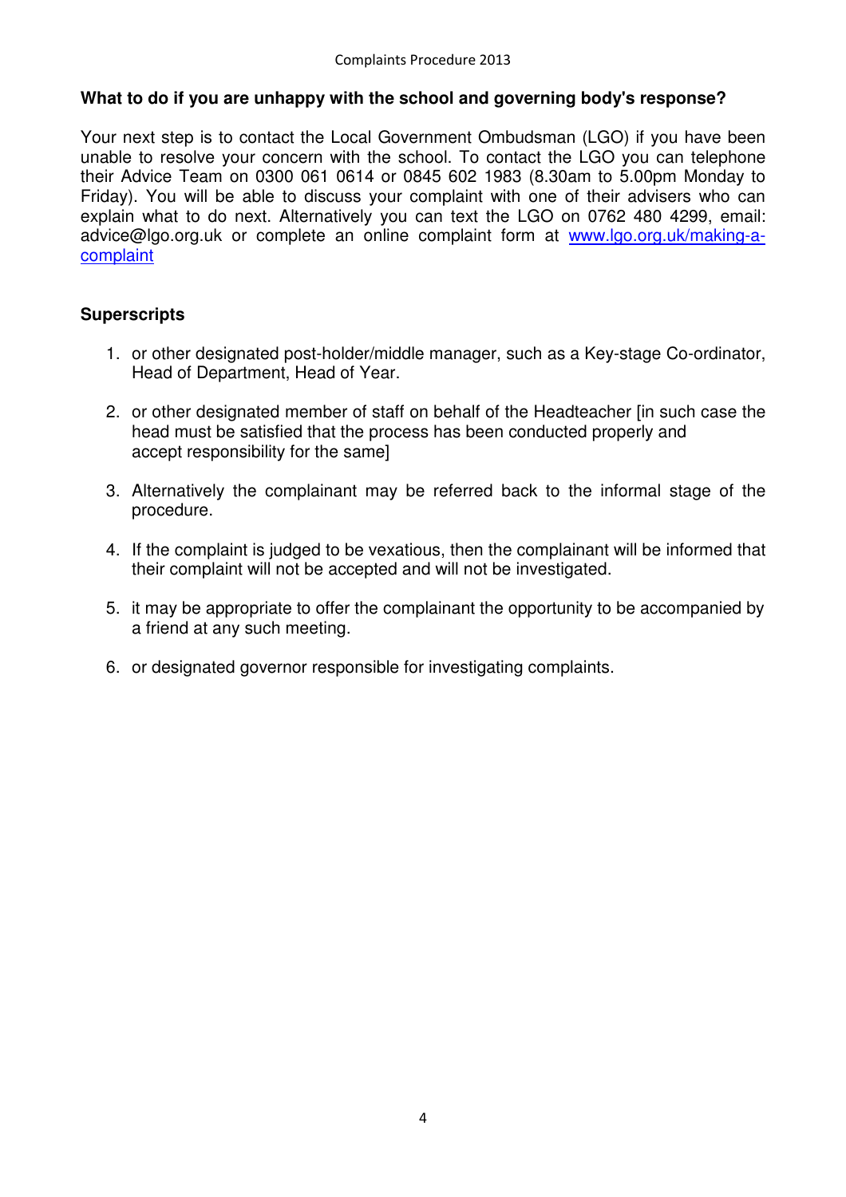**What to do if you are unhappy with the school and governing body's response?**

Your next step is to contact the Local Government Ombudsman (LGO) if you have been unable to resolve your concern with the school. To contact the LGO you can telephone their Advice Team on 0300 061 0614 or 0845 602 1983 (8.30am to 5.00pm Monday to Friday). You will be able to discuss your complaint with one of their advisers who can explain what to do next. Alternatively you can text the LGO on 0762 480 4299, email: advice@lgo.org.uk or complete an online complaint form at [www.lgo.org.uk/making-a-complaint](www.lgo.org.uk/making-a-complaint)

**Superscripts**

1. or other designated post-holder/middle manager, such as a Key-stage Co-ordinator, Head of Department, Head of Year.

2. or other designated member of staff on behalf of the Headteacher [in such case the head must be satisfied that the process has been conducted properly and accept responsibility for the same]

3. Alternatively the complainant may be referred back to the informal stage of the procedure.

4. If the complaint is judged to be vexatious, then the complainant will be informed that their complaint will not be accepted and will not be investigated.

5. it may be appropriate to offer the complainant the opportunity to be accompanied by a friend at any such meeting.

6. or designated governor responsible for investigating complaints.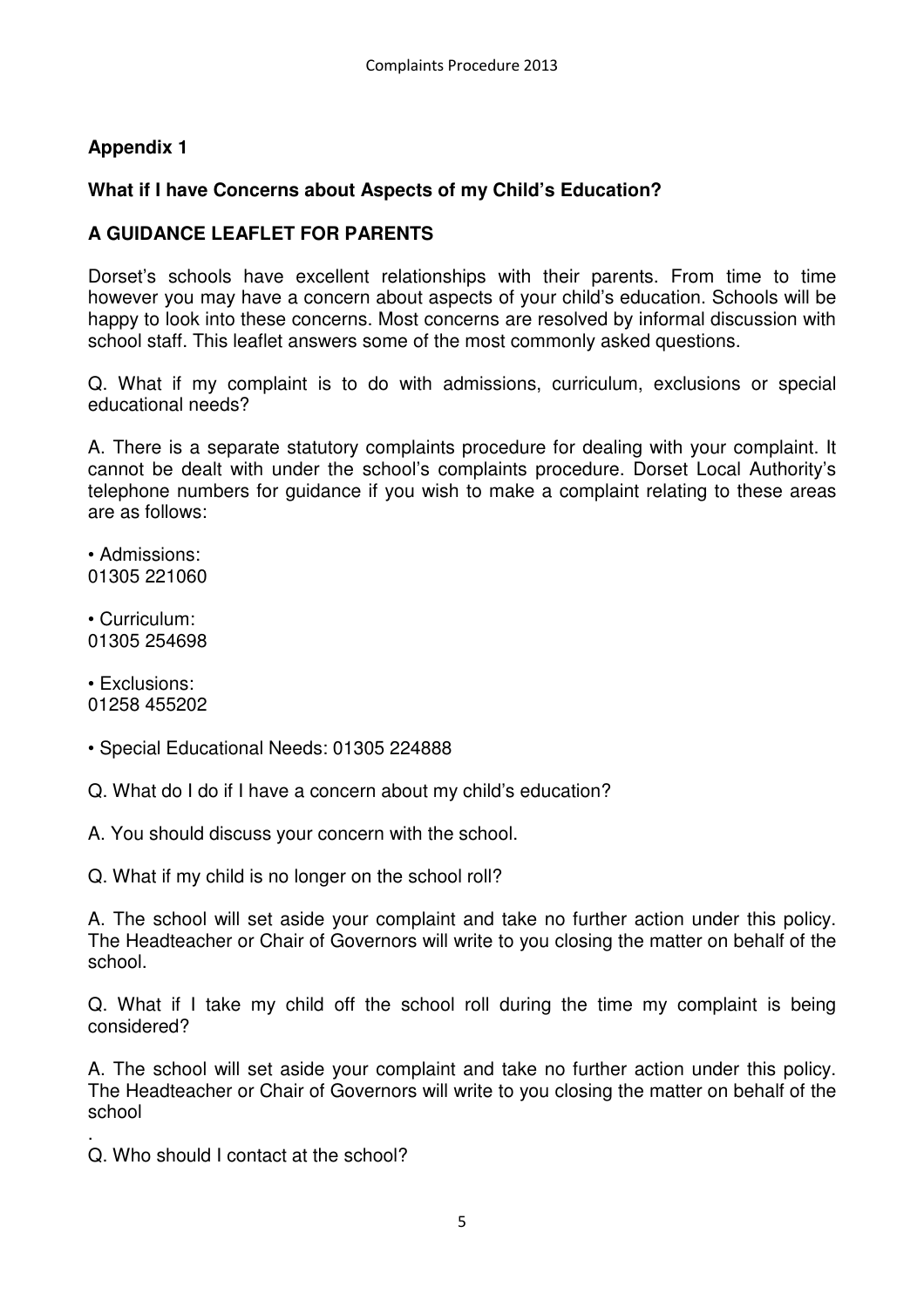## Appendix 1

### What if I have Concerns about Aspects of my Child's Education?

### A GUIDANCE LEAFLET FOR PARENTS

Dorset's schools have excellent relationships with their parents. From time to time however you may have a concern about aspects of your child's education. Schools will be happy to look into these concerns. Most concerns are resolved by informal discussion with school staff. This leaflet answers some of the most commonly asked questions.

Q. What if my complaint is to do with admissions, curriculum, exclusions or special educational needs?

A. There is a separate statutory complaints procedure for dealing with your complaint. It cannot be dealt with under the school's complaints procedure. Dorset Local Authority's telephone numbers for guidance if you wish to make a complaint relating to these areas are as follows:

- Admissions:
  01305 221060
- Curriculum:
  01305 254698
- Exclusions:
  01258 455202
- Special Educational Needs: 01305 224888

Q. What do I do if I have a concern about my child's education?

A. You should discuss your concern with the school.

Q. What if my child is no longer on the school roll?

A. The school will set aside your complaint and take no further action under this policy. The Headteacher or Chair of Governors will write to you closing the matter on behalf of the school.

Q. What if I take my child off the school roll during the time my complaint is being considered?

A. The school will set aside your complaint and take no further action under this policy. The Headteacher or Chair of Governors will write to you closing the matter on behalf of the school
.

Q. Who should I contact at the school?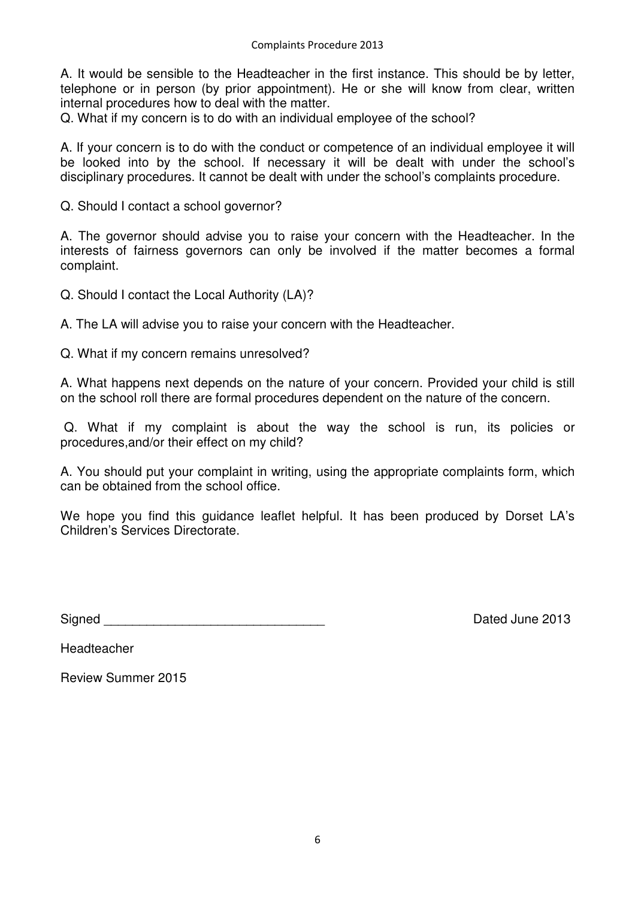A. It would be sensible to the Headteacher in the first instance. This should be by letter, telephone or in person (by prior appointment). He or she will know from clear, written internal procedures how to deal with the matter.

Q. What if my concern is to do with an individual employee of the school?

A. If your concern is to do with the conduct or competence of an individual employee it will be looked into by the school. If necessary it will be dealt with under the school's disciplinary procedures. It cannot be dealt with under the school's complaints procedure.

Q. Should I contact a school governor?

A. The governor should advise you to raise your concern with the Headteacher. In the interests of fairness governors can only be involved if the matter becomes a formal complaint.

Q. Should I contact the Local Authority (LA)?

A. The LA will advise you to raise your concern with the Headteacher.

Q. What if my concern remains unresolved?

A. What happens next depends on the nature of your concern. Provided your child is still on the school roll there are formal procedures dependent on the nature of the concern.

Q. What if my complaint is about the way the school is run, its policies or procedures,and/or their effect on my child?

A. You should put your complaint in writing, using the appropriate complaints form, which can be obtained from the school office.

We hope you find this guidance leaflet helpful. It has been produced by Dorset LA's Children's Services Directorate.

Signed _______________________________ Dated June 2013

Headteacher

Review Summer 2015